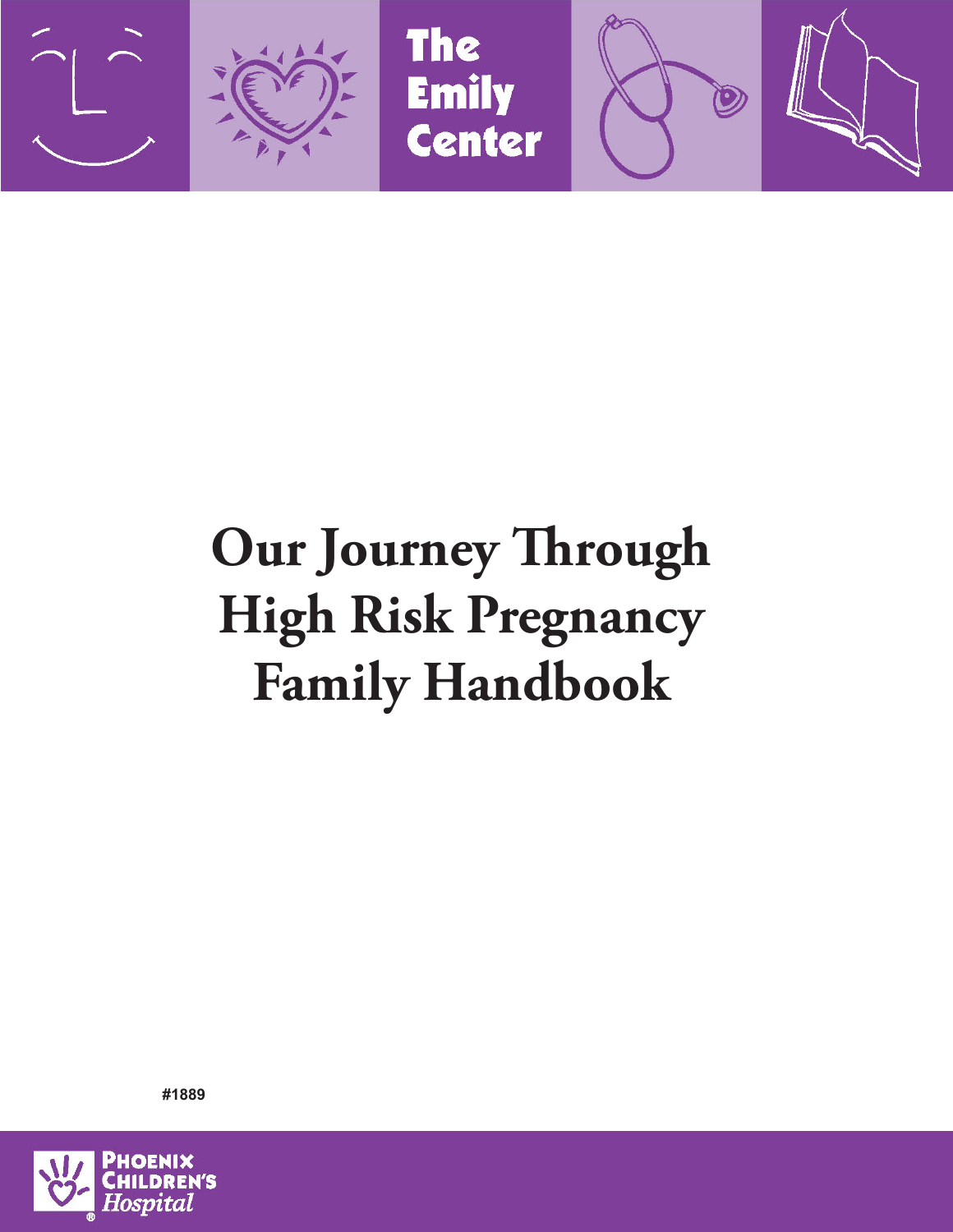The Emily Center

# Our Journey Through High Risk Pregnancy Family Handbook

#1889

Phoenix Children's Hospital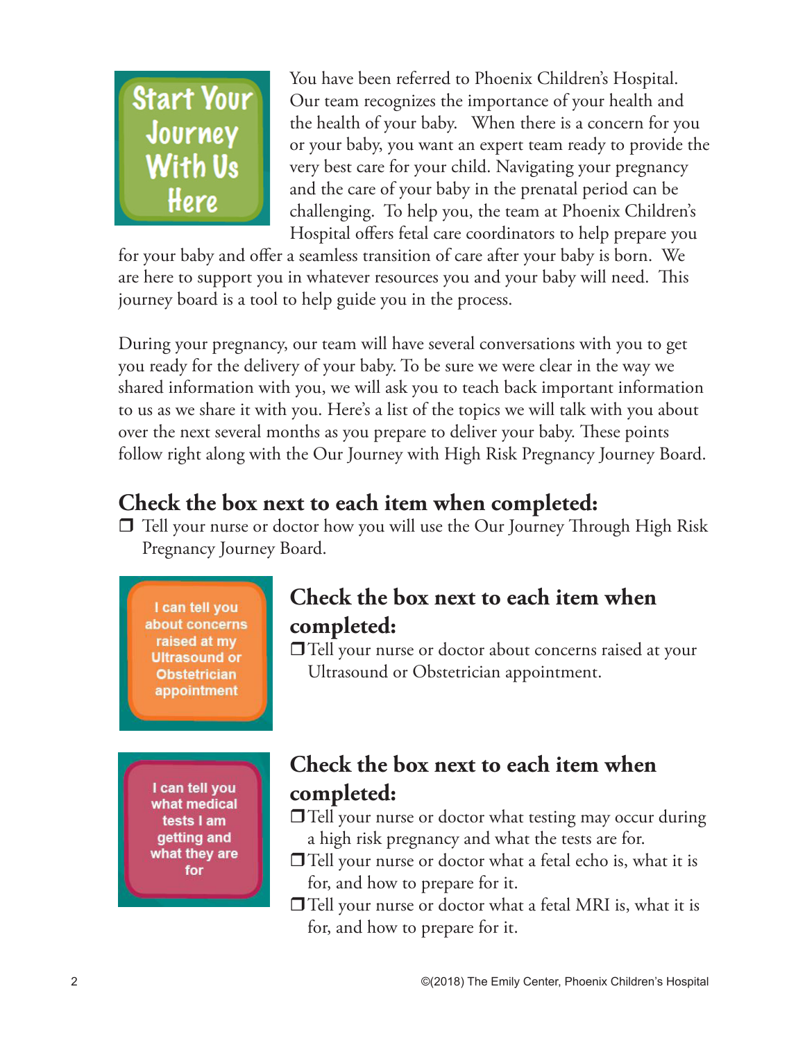Start Your Journey With Us Here

You have been referred to Phoenix Children's Hospital. Our team recognizes the importance of your health and the health of your baby. When there is a concern for you or your baby, you want an expert team ready to provide the very best care for your child. Navigating your pregnancy and the care of your baby in the prenatal period can be challenging. To help you, the team at Phoenix Children's Hospital offers fetal care coordinators to help prepare you for your baby and offer a seamless transition of care after your baby is born. We are here to support you in whatever resources you and your baby will need. This journey board is a tool to help guide you in the process.

During your pregnancy, our team will have several conversations with you to get you ready for the delivery of your baby. To be sure we were clear in the way we shared information with you, we will ask you to teach back important information to us as we share it with you. Here's a list of the topics we will talk with you about over the next several months as you prepare to deliver your baby. These points follow right along with the Our Journey with High Risk Pregnancy Journey Board.

## Check the box next to each item when completed:

- ❒ Tell your nurse or doctor how you will use the Our Journey Through High Risk Pregnancy Journey Board.

I can tell you about concerns raised at my Ultrasound or Obstetrician appointment

## Check the box next to each item when completed:

- ❒ Tell your nurse or doctor about concerns raised at your Ultrasound or Obstetrician appointment.

I can tell you what medical tests I am getting and what they are for

## Check the box next to each item when completed:

- ❒ Tell your nurse or doctor what testing may occur during a high risk pregnancy and what the tests are for.
- ❒ Tell your nurse or doctor what a fetal echo is, what it is for, and how to prepare for it.
- ❒ Tell your nurse or doctor what a fetal MRI is, what it is for, and how to prepare for it.

©(2018) The Emily Center, Phoenix Children's Hospital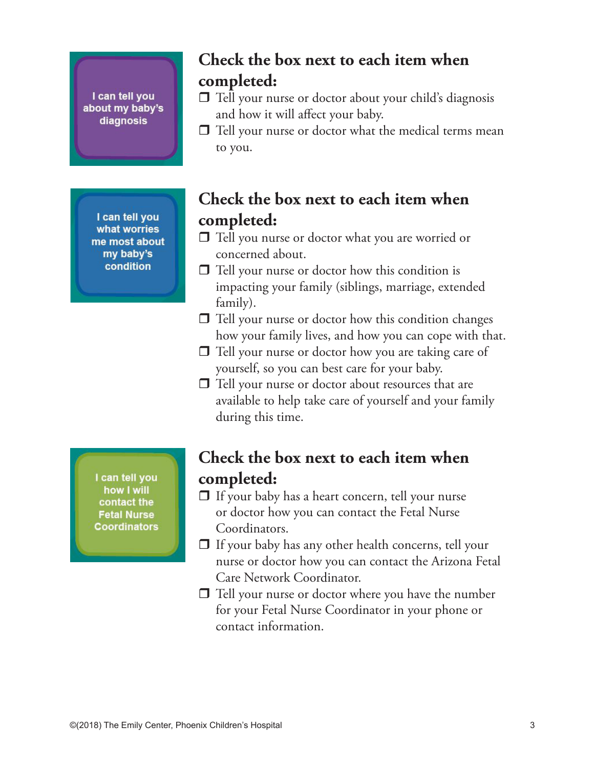I can tell you about my baby's diagnosis

## Check the box next to each item when completed:

- ❒ Tell your nurse or doctor about your child's diagnosis and how it will affect your baby.
- ❒ Tell your nurse or doctor what the medical terms mean to you.

I can tell you what worries me most about my baby's condition

## Check the box next to each item when completed:

- ❒ Tell you nurse or doctor what you are worried or concerned about.
- ❒ Tell your nurse or doctor how this condition is impacting your family (siblings, marriage, extended family).
- ❒ Tell your nurse or doctor how this condition changes how your family lives, and how you can cope with that.
- ❒ Tell your nurse or doctor how you are taking care of yourself, so you can best care for your baby.
- ❒ Tell your nurse or doctor about resources that are available to help take care of yourself and your family during this time.

I can tell you how I will contact the Fetal Nurse Coordinators

## Check the box next to each item when completed:

- ❒ If your baby has a heart concern, tell your nurse or doctor how you can contact the Fetal Nurse Coordinators.
- ❒ If your baby has any other health concerns, tell your nurse or doctor how you can contact the Arizona Fetal Care Network Coordinator.
- ❒ Tell your nurse or doctor where you have the number for your Fetal Nurse Coordinator in your phone or contact information.

©(2018) The Emily Center, Phoenix Children's Hospital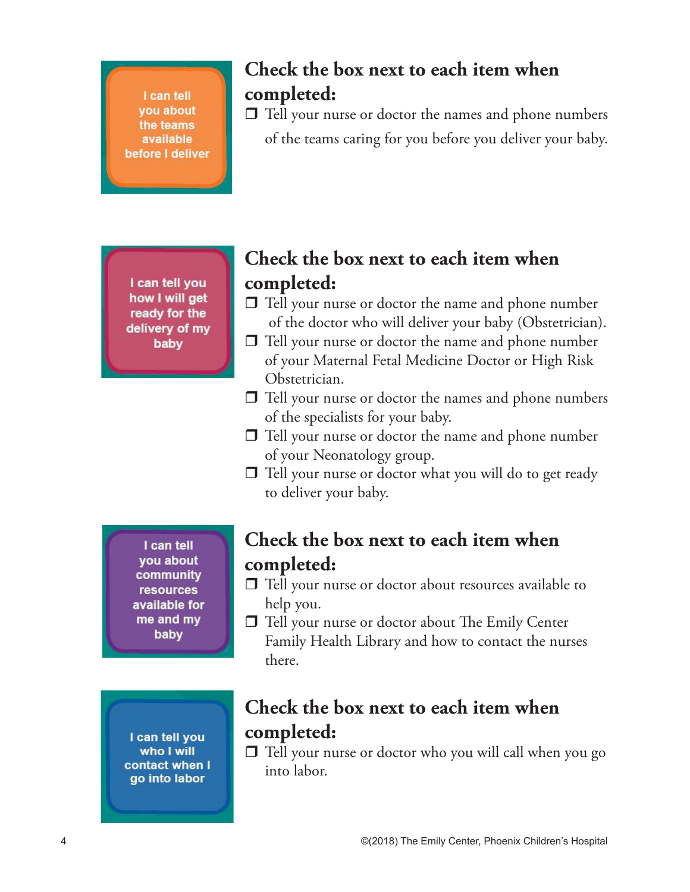**I can tell you about the teams available before I deliver**

## Check the box next to each item when completed:

- ❒ Tell your nurse or doctor the names and phone numbers of the teams caring for you before you deliver your baby.

**I can tell you how I will get ready for the delivery of my baby**

## Check the box next to each item when completed:

- ❒ Tell your nurse or doctor the name and phone number of the doctor who will deliver your baby (Obstetrician).
- ❒ Tell your nurse or doctor the name and phone number of your Maternal Fetal Medicine Doctor or High Risk Obstetrician.
- ❒ Tell your nurse or doctor the names and phone numbers of the specialists for your baby.
- ❒ Tell your nurse or doctor the name and phone number of your Neonatology group.
- ❒ Tell your nurse or doctor what you will do to get ready to deliver your baby.

**I can tell you about community resources available for me and my baby**

## Check the box next to each item when completed:

- ❒ Tell your nurse or doctor about resources available to help you.
- ❒ Tell your nurse or doctor about The Emily Center Family Health Library and how to contact the nurses there.

**I can tell you who I will contact when I go into labor**

## Check the box next to each item when completed:

- ❒ Tell your nurse or doctor who you will call when you go into labor.

©(2018) The Emily Center, Phoenix Children's Hospital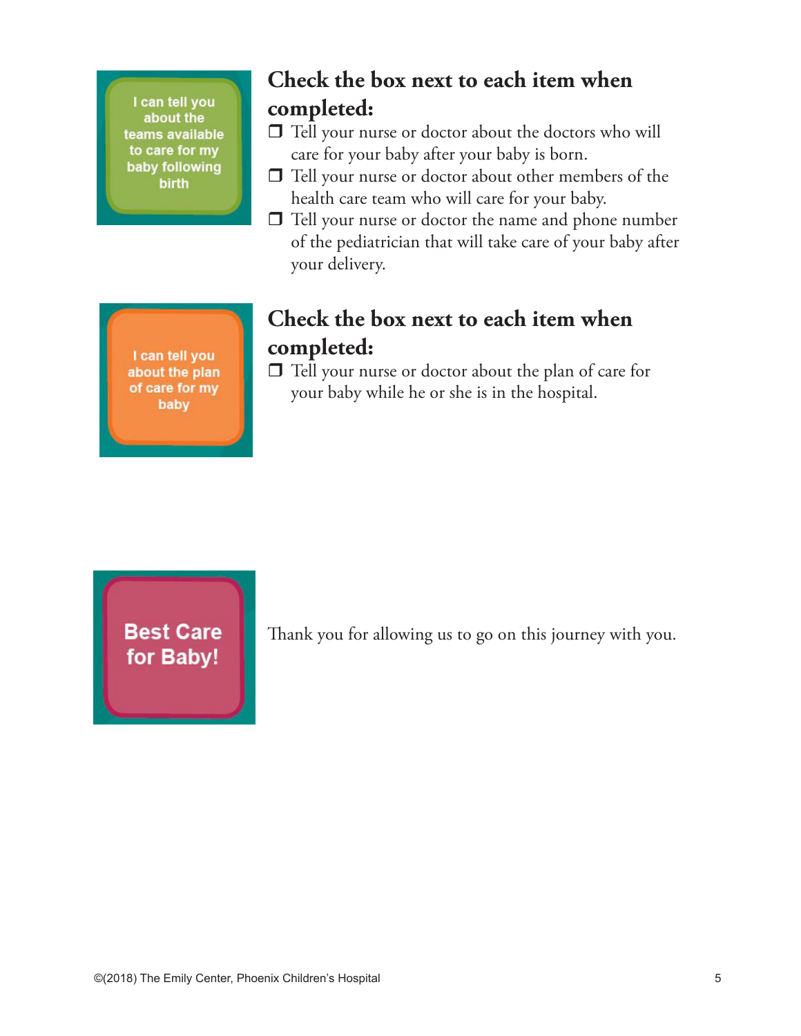I can tell you about the teams available to care for my baby following birth

## Check the box next to each item when completed:

- ❒ Tell your nurse or doctor about the doctors who will care for your baby after your baby is born.
- ❒ Tell your nurse or doctor about other members of the health care team who will care for your baby.
- ❒ Tell your nurse or doctor the name and phone number of the pediatrician that will take care of your baby after your delivery.

I can tell you about the plan of care for my baby

## Check the box next to each item when completed:

- ❒ Tell your nurse or doctor about the plan of care for your baby while he or she is in the hospital.

**Best Care for Baby!**

Thank you for allowing us to go on this journey with you.

©(2018) The Emily Center, Phoenix Children's Hospital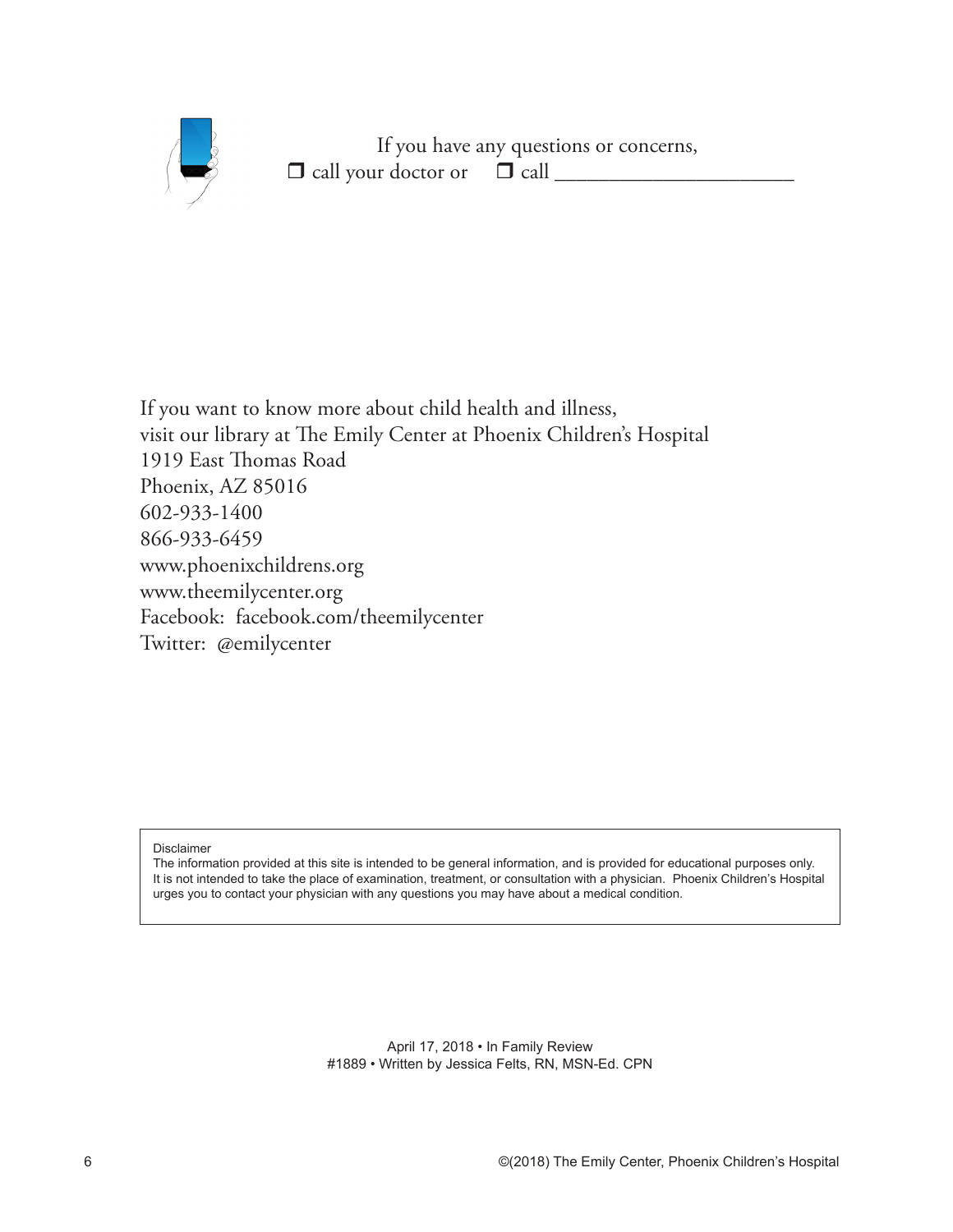If you have any questions or concerns,

❒ call your doctor or ❒ call ______________________

If you want to know more about child health and illness,
visit our library at The Emily Center at Phoenix Children's Hospital
1919 East Thomas Road
Phoenix, AZ 85016
602-933-1400
866-933-6459
www.phoenixchildrens.org
www.theemilycenter.org
Facebook: facebook.com/theemilycenter
Twitter: @emilycenter

Disclaimer
The information provided at this site is intended to be general information, and is provided for educational purposes only. It is not intended to take the place of examination, treatment, or consultation with a physician. Phoenix Children's Hospital urges you to contact your physician with any questions you may have about a medical condition.

April 17, 2018 • In Family Review
#1889 • Written by Jessica Felts, RN, MSN-Ed. CPN

©(2018) The Emily Center, Phoenix Children's Hospital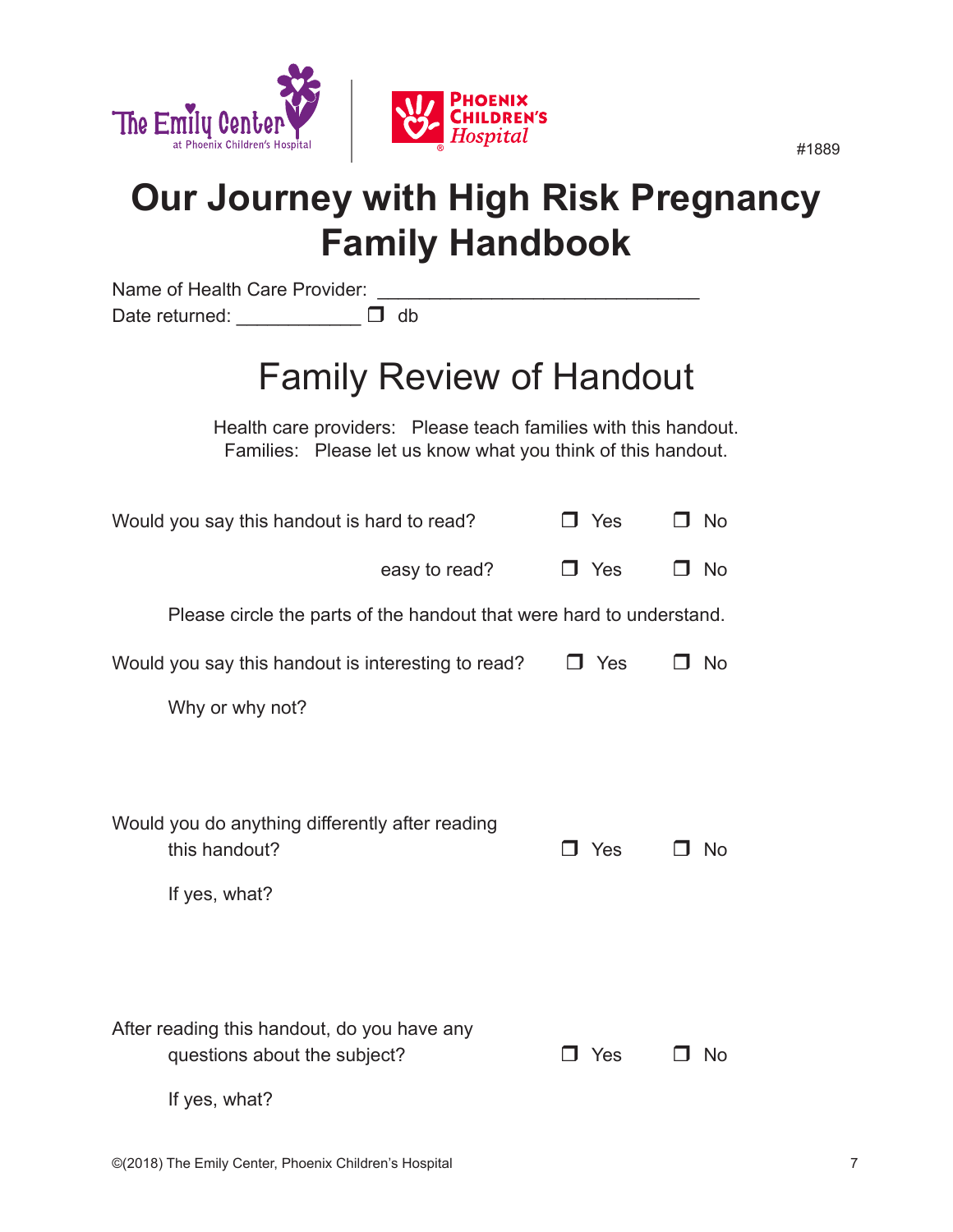#1889

# Our Journey with High Risk Pregnancy Family Handbook

Name of Health Care Provider: ______________________________

Date returned: ____________ ❒ db

## Family Review of Handout

Health care providers: Please teach families with this handout.
Families: Please let us know what you think of this handout.

Would you say this handout is hard to read? ❒ Yes ❒ No

easy to read? ❒ Yes ❒ No

Please circle the parts of the handout that were hard to understand.

Would you say this handout is interesting to read? ❒ Yes ❒ No

Why or why not?

Would you do anything differently after reading this handout? ❒ Yes ❒ No

If yes, what?

After reading this handout, do you have any questions about the subject? ❒ Yes ❒ No

If yes, what?

©(2018) The Emily Center, Phoenix Children's Hospital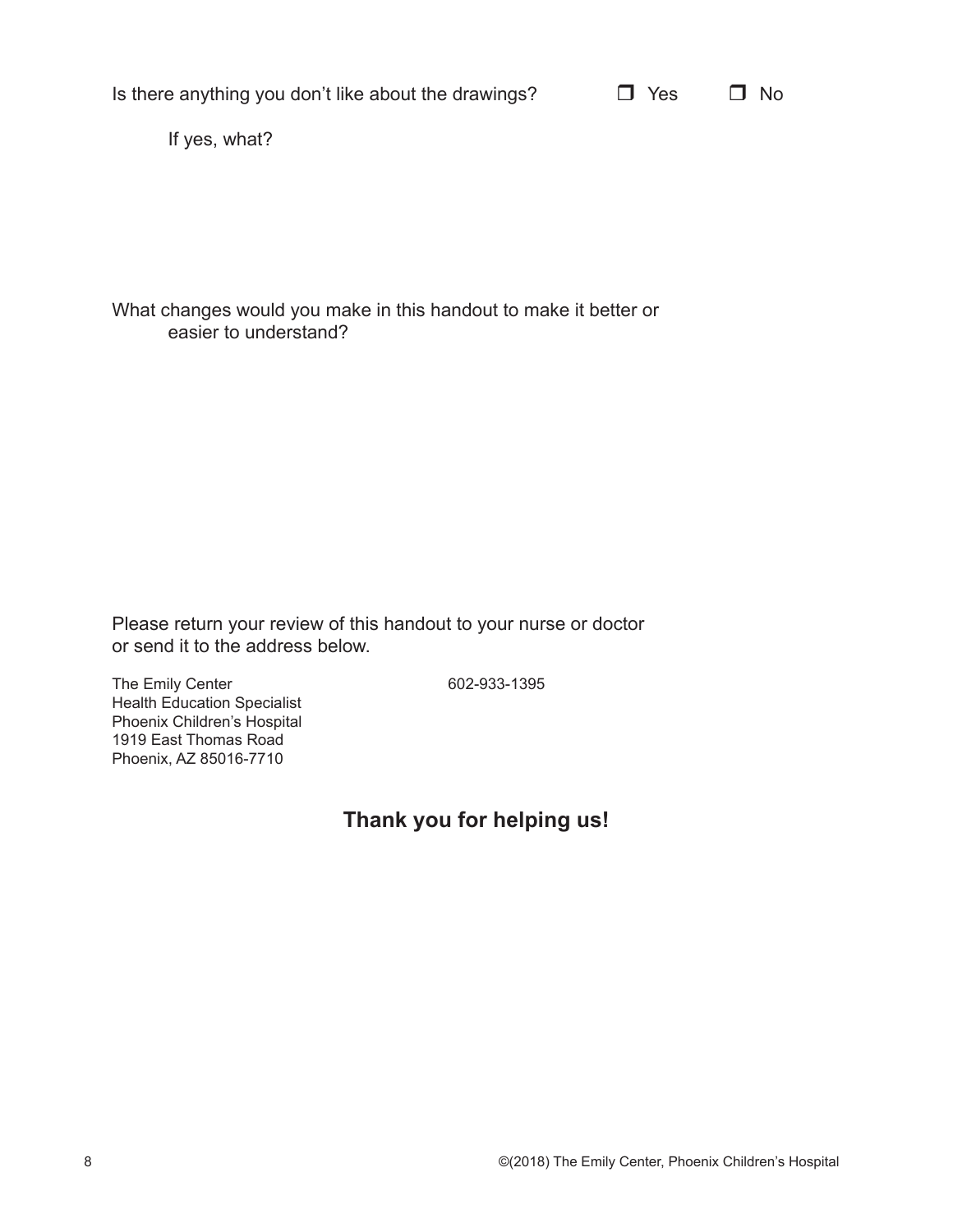Is there anything you don't like about the drawings? ❒ Yes ❒ No

If yes, what?

What changes would you make in this handout to make it better or easier to understand?

Please return your review of this handout to your nurse or doctor or send it to the address below.

The Emily Center  
Health Education Specialist  
Phoenix Children's Hospital  
1919 East Thomas Road  
Phoenix, AZ 85016-7710

602-933-1395

**Thank you for helping us!**

©(2018) The Emily Center, Phoenix Children's Hospital